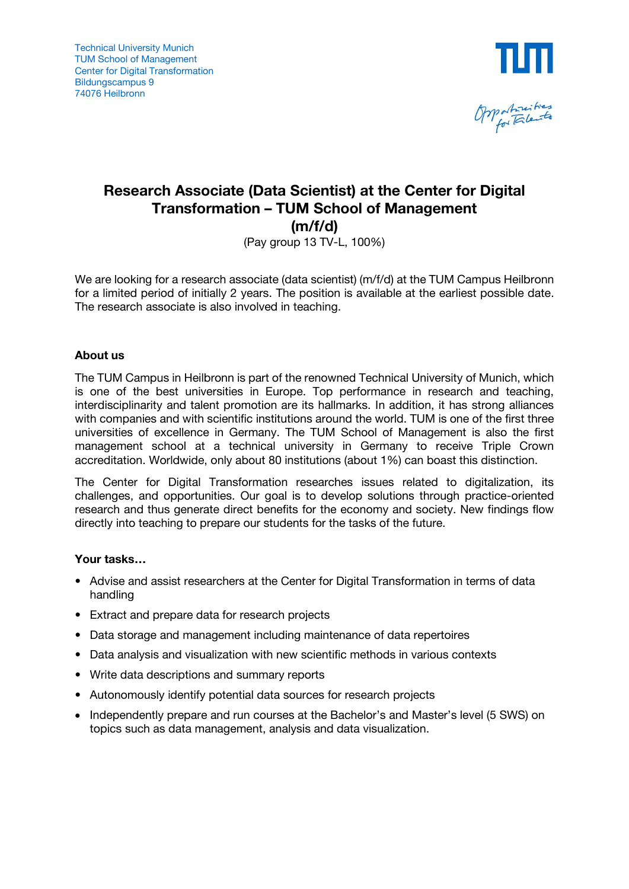Technical University Munich
TUM School of Management
Center for Digital Transformation
Bildungscampus 9
74076 Heilbronn

# Research Associate (Data Scientist) at the Center for Digital Transformation – TUM School of Management (m/f/d)

(Pay group 13 TV-L, 100%)

We are looking for a research associate (data scientist) (m/f/d) at the TUM Campus Heilbronn for a limited period of initially 2 years. The position is available at the earliest possible date. The research associate is also involved in teaching.

**About us**

The TUM Campus in Heilbronn is part of the renowned Technical University of Munich, which is one of the best universities in Europe. Top performance in research and teaching, interdisciplinarity and talent promotion are its hallmarks. In addition, it has strong alliances with companies and with scientific institutions around the world. TUM is one of the first three universities of excellence in Germany. The TUM School of Management is also the first management school at a technical university in Germany to receive Triple Crown accreditation. Worldwide, only about 80 institutions (about 1%) can boast this distinction.

The Center for Digital Transformation researches issues related to digitalization, its challenges, and opportunities. Our goal is to develop solutions through practice-oriented research and thus generate direct benefits for the economy and society. New findings flow directly into teaching to prepare our students for the tasks of the future.

**Your tasks…**

- Advise and assist researchers at the Center for Digital Transformation in terms of data handling
- Extract and prepare data for research projects
- Data storage and management including maintenance of data repertoires
- Data analysis and visualization with new scientific methods in various contexts
- Write data descriptions and summary reports
- Autonomously identify potential data sources for research projects
- Independently prepare and run courses at the Bachelor's and Master's level (5 SWS) on topics such as data management, analysis and data visualization.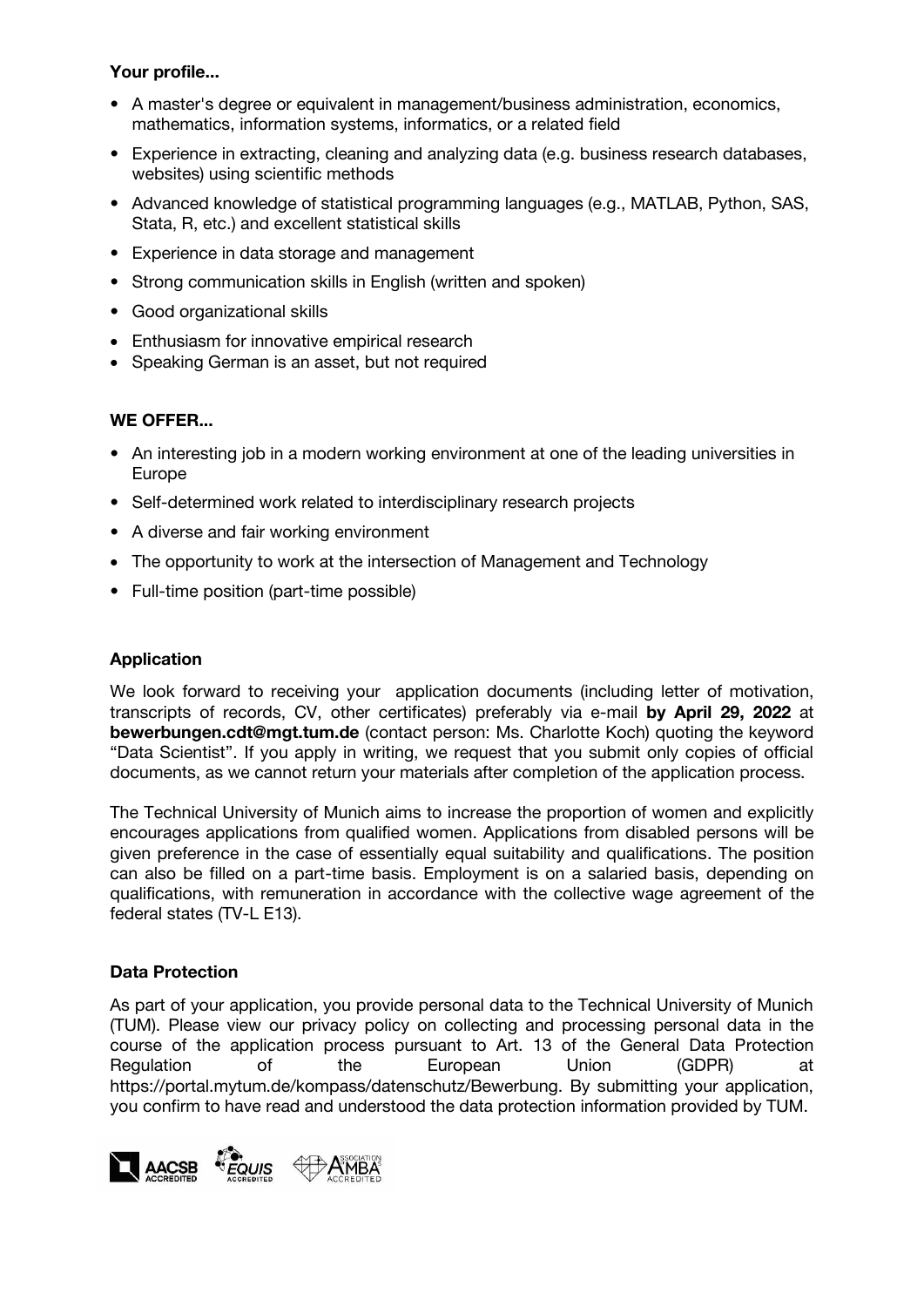**Your profile...**

- A master's degree or equivalent in management/business administration, economics, mathematics, information systems, informatics, or a related field
- Experience in extracting, cleaning and analyzing data (e.g. business research databases, websites) using scientific methods
- Advanced knowledge of statistical programming languages (e.g., MATLAB, Python, SAS, Stata, R, etc.) and excellent statistical skills
- Experience in data storage and management
- Strong communication skills in English (written and spoken)
- Good organizational skills
- Enthusiasm for innovative empirical research
- Speaking German is an asset, but not required

**WE OFFER...**

- An interesting job in a modern working environment at one of the leading universities in Europe
- Self-determined work related to interdisciplinary research projects
- A diverse and fair working environment
- The opportunity to work at the intersection of Management and Technology
- Full-time position (part-time possible)

**Application**

We look forward to receiving your application documents (including letter of motivation, transcripts of records, CV, other certificates) preferably via e-mail **by April 29, 2022** at **bewerbungen.cdt@mgt.tum.de** (contact person: Ms. Charlotte Koch) quoting the keyword "Data Scientist". If you apply in writing, we request that you submit only copies of official documents, as we cannot return your materials after completion of the application process.

The Technical University of Munich aims to increase the proportion of women and explicitly encourages applications from qualified women. Applications from disabled persons will be given preference in the case of essentially equal suitability and qualifications. The position can also be filled on a part-time basis. Employment is on a salaried basis, depending on qualifications, with remuneration in accordance with the collective wage agreement of the federal states (TV-L E13).

**Data Protection**

As part of your application, you provide personal data to the Technical University of Munich (TUM). Please view our privacy policy on collecting and processing personal data in the course of the application process pursuant to Art. 13 of the General Data Protection Regulation of the European Union (GDPR) at https://portal.mytum.de/kompass/datenschutz/Bewerbung. By submitting your application, you confirm to have read and understood the data protection information provided by TUM.

AACSB ACCREDITED EQUIS ACCREDITED ASSOCIATION AMBA ACCREDITED